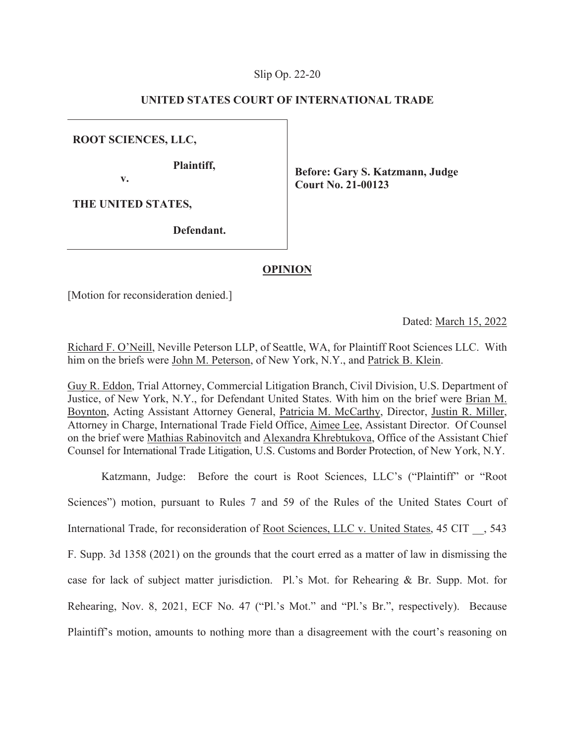Slip Op. 22-20

**UNITED STATES COURT OF INTERNATIONAL TRADE**

| | |
|---|---|
| **ROOT SCIENCES, LLC,**<br><br>**Plaintiff,**<br><br>**v.**<br><br>**THE UNITED STATES,**<br><br>**Defendant.** | **Before: Gary S. Katzmann, Judge**<br>**Court No. 21-00123** |

**OPINION**

[Motion for reconsideration denied.]

Dated: March 15, 2022

Richard F. O'Neill, Neville Peterson LLP, of Seattle, WA, for Plaintiff Root Sciences LLC. With him on the briefs were John M. Peterson, of New York, N.Y., and Patrick B. Klein.

Guy R. Eddon, Trial Attorney, Commercial Litigation Branch, Civil Division, U.S. Department of Justice, of New York, N.Y., for Defendant United States. With him on the brief were Brian M. Boynton, Acting Assistant Attorney General, Patricia M. McCarthy, Director, Justin R. Miller, Attorney in Charge, International Trade Field Office, Aimee Lee, Assistant Director. Of Counsel on the brief were Mathias Rabinovitch and Alexandra Khrebtukova, Office of the Assistant Chief Counsel for International Trade Litigation, U.S. Customs and Border Protection, of New York, N.Y.

Katzmann, Judge: Before the court is Root Sciences, LLC's ("Plaintiff" or "Root Sciences") motion, pursuant to Rules 7 and 59 of the Rules of the United States Court of International Trade, for reconsideration of Root Sciences, LLC v. United States, 45 CIT __, 543 F. Supp. 3d 1358 (2021) on the grounds that the court erred as a matter of law in dismissing the case for lack of subject matter jurisdiction. Pl.'s Mot. for Rehearing & Br. Supp. Mot. for Rehearing, Nov. 8, 2021, ECF No. 47 ("Pl.'s Mot." and "Pl.'s Br.", respectively). Because Plaintiff's motion, amounts to nothing more than a disagreement with the court's reasoning on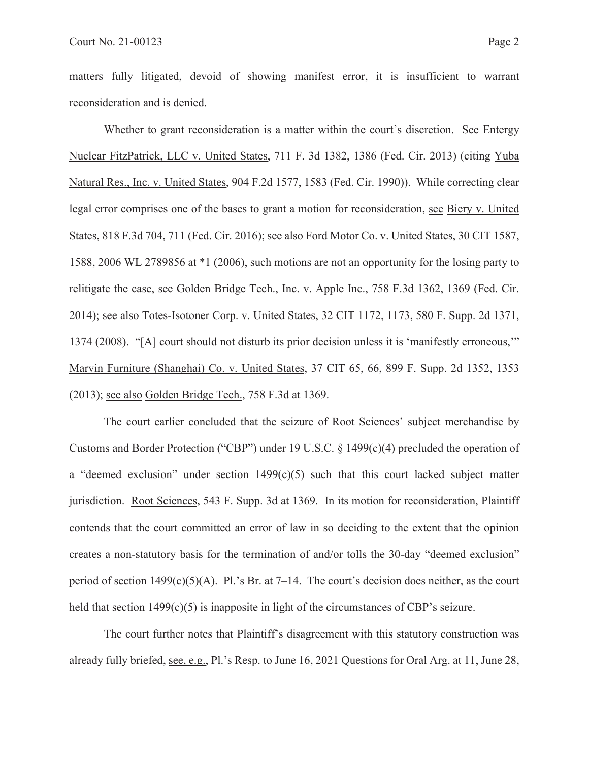matters fully litigated, devoid of showing manifest error, it is insufficient to warrant reconsideration and is denied.

Whether to grant reconsideration is a matter within the court's discretion. See Entergy Nuclear FitzPatrick, LLC v. United States, 711 F. 3d 1382, 1386 (Fed. Cir. 2013) (citing Yuba Natural Res., Inc. v. United States, 904 F.2d 1577, 1583 (Fed. Cir. 1990)). While correcting clear legal error comprises one of the bases to grant a motion for reconsideration, see Biery v. United States, 818 F.3d 704, 711 (Fed. Cir. 2016); see also Ford Motor Co. v. United States, 30 CIT 1587, 1588, 2006 WL 2789856 at *1 (2006), such motions are not an opportunity for the losing party to relitigate the case, see Golden Bridge Tech., Inc. v. Apple Inc., 758 F.3d 1362, 1369 (Fed. Cir. 2014); see also Totes-Isotoner Corp. v. United States, 32 CIT 1172, 1173, 580 F. Supp. 2d 1371, 1374 (2008). "[A] court should not disturb its prior decision unless it is 'manifestly erroneous,'" Marvin Furniture (Shanghai) Co. v. United States, 37 CIT 65, 66, 899 F. Supp. 2d 1352, 1353 (2013); see also Golden Bridge Tech., 758 F.3d at 1369.

The court earlier concluded that the seizure of Root Sciences' subject merchandise by Customs and Border Protection ("CBP") under 19 U.S.C. § 1499(c)(4) precluded the operation of a "deemed exclusion" under section 1499(c)(5) such that this court lacked subject matter jurisdiction. Root Sciences, 543 F. Supp. 3d at 1369. In its motion for reconsideration, Plaintiff contends that the court committed an error of law in so deciding to the extent that the opinion creates a non-statutory basis for the termination of and/or tolls the 30-day "deemed exclusion" period of section 1499(c)(5)(A). Pl.'s Br. at 7–14. The court's decision does neither, as the court held that section 1499(c)(5) is inapposite in light of the circumstances of CBP's seizure.

The court further notes that Plaintiff's disagreement with this statutory construction was already fully briefed, see, e.g., Pl.'s Resp. to June 16, 2021 Questions for Oral Arg. at 11, June 28,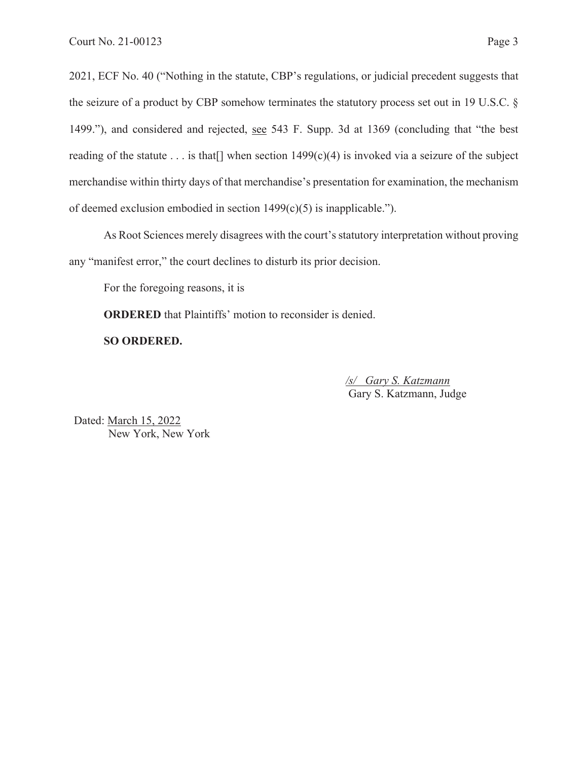2021, ECF No. 40 ("Nothing in the statute, CBP's regulations, or judicial precedent suggests that the seizure of a product by CBP somehow terminates the statutory process set out in 19 U.S.C. § 1499."), and considered and rejected, see 543 F. Supp. 3d at 1369 (concluding that "the best reading of the statute . . . is that[] when section 1499(c)(4) is invoked via a seizure of the subject merchandise within thirty days of that merchandise's presentation for examination, the mechanism of deemed exclusion embodied in section 1499(c)(5) is inapplicable.").

As Root Sciences merely disagrees with the court's statutory interpretation without proving any "manifest error," the court declines to disturb its prior decision.

For the foregoing reasons, it is

**ORDERED** that Plaintiffs' motion to reconsider is denied.

**SO ORDERED.**

*/s/ Gary S. Katzmann*
Gary S. Katzmann, Judge

Dated: March 15, 2022
New York, New York